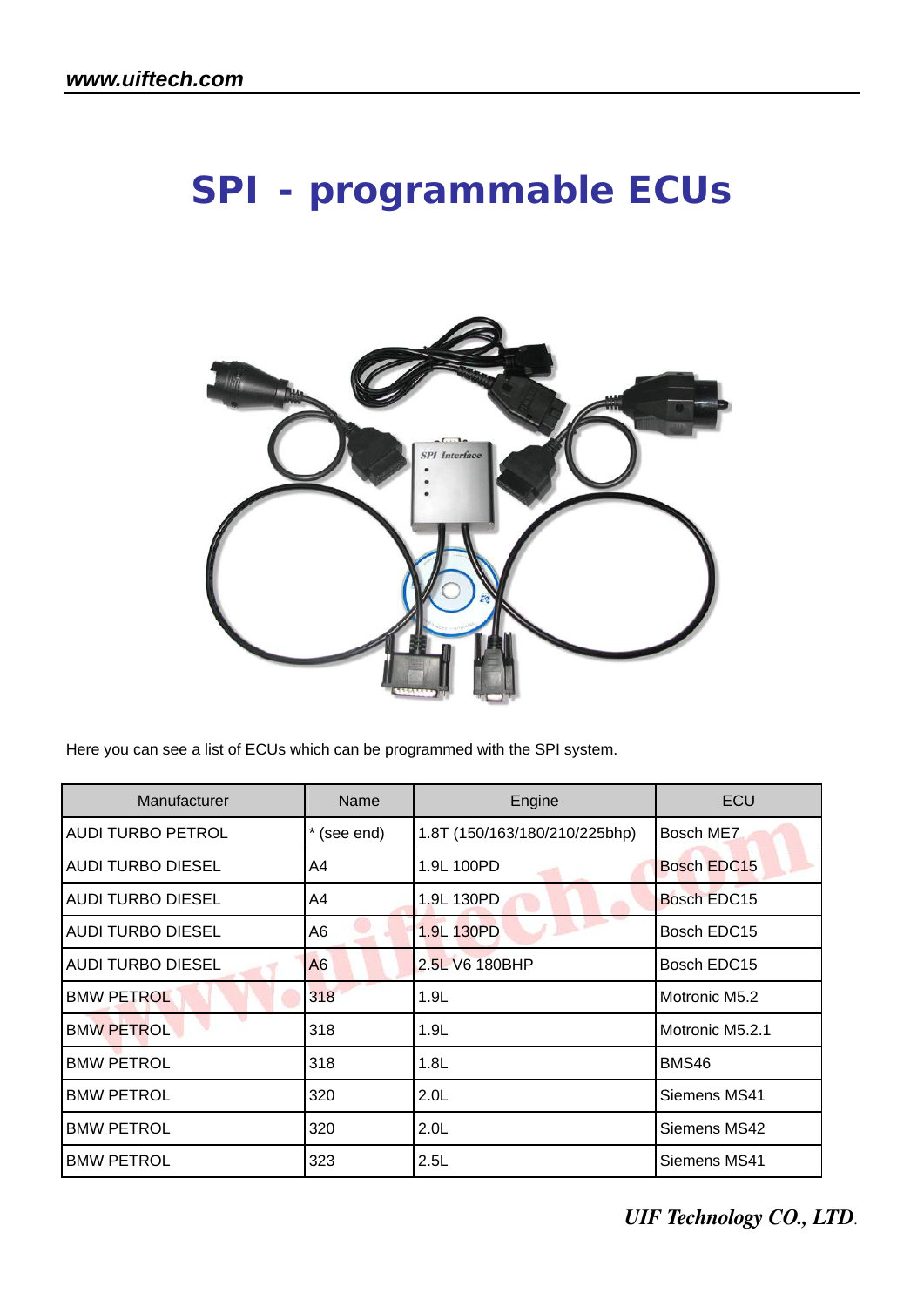# SPI - programmable ECUs

Here you can see a list of ECUs which can be programmed with the SPI system.

| Manufacturer | Name | Engine | ECU |
|---|---|---|---|
| AUDI TURBO PETROL | * (see end) | 1.8T (150/163/180/210/225bhp) | Bosch ME7 |
| AUDI TURBO DIESEL | A4 | 1.9L 100PD | Bosch EDC15 |
| AUDI TURBO DIESEL | A4 | 1.9L 130PD | Bosch EDC15 |
| AUDI TURBO DIESEL | A6 | 1.9L 130PD | Bosch EDC15 |
| AUDI TURBO DIESEL | A6 | 2.5L V6 180BHP | Bosch EDC15 |
| BMW PETROL | 318 | 1.9L | Motronic M5.2 |
| BMW PETROL | 318 | 1.9L | Motronic M5.2.1 |
| BMW PETROL | 318 | 1.8L | BMS46 |
| BMW PETROL | 320 | 2.0L | Siemens MS41 |
| BMW PETROL | 320 | 2.0L | Siemens MS42 |
| BMW PETROL | 323 | 2.5L | Siemens MS41 |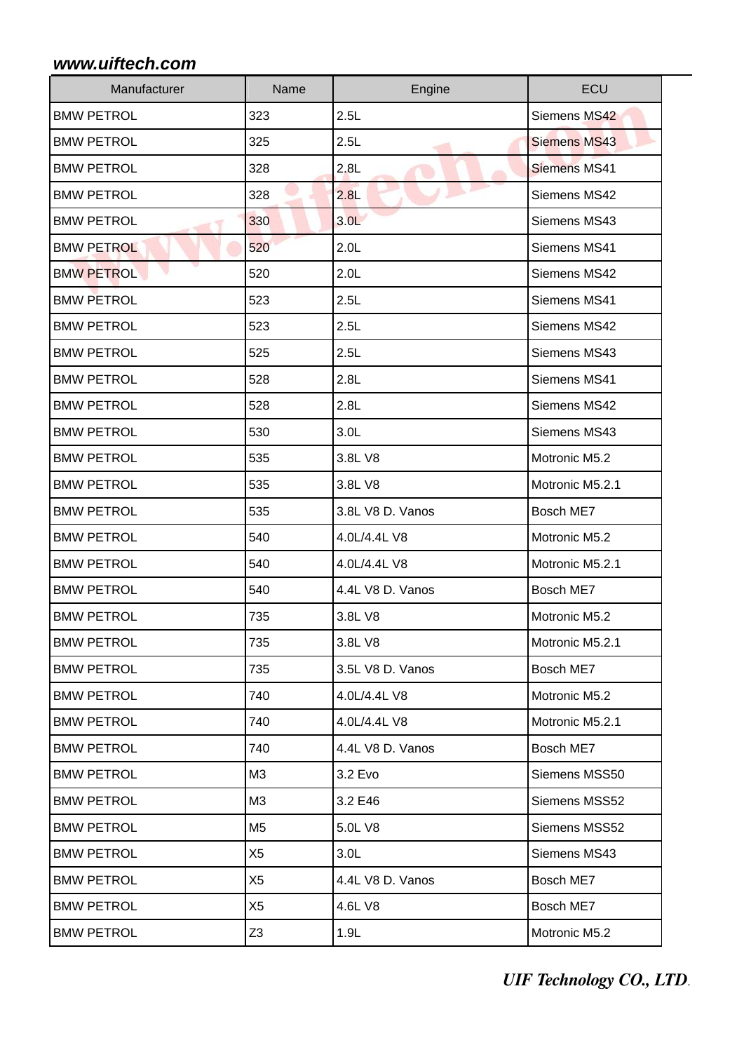| Manufacturer | Name | Engine | ECU |
|---|---|---|---|
| BMW PETROL | 323 | 2.5L | Siemens MS42 |
| BMW PETROL | 325 | 2.5L | Siemens MS43 |
| BMW PETROL | 328 | 2.8L | Siemens MS41 |
| BMW PETROL | 328 | 2.8L | Siemens MS42 |
| BMW PETROL | 330 | 3.0L | Siemens MS43 |
| BMW PETROL | 520 | 2.0L | Siemens MS41 |
| BMW PETROL | 520 | 2.0L | Siemens MS42 |
| BMW PETROL | 523 | 2.5L | Siemens MS41 |
| BMW PETROL | 523 | 2.5L | Siemens MS42 |
| BMW PETROL | 525 | 2.5L | Siemens MS43 |
| BMW PETROL | 528 | 2.8L | Siemens MS41 |
| BMW PETROL | 528 | 2.8L | Siemens MS42 |
| BMW PETROL | 530 | 3.0L | Siemens MS43 |
| BMW PETROL | 535 | 3.8L V8 | Motronic M5.2 |
| BMW PETROL | 535 | 3.8L V8 | Motronic M5.2.1 |
| BMW PETROL | 535 | 3.8L V8 D. Vanos | Bosch ME7 |
| BMW PETROL | 540 | 4.0L/4.4L V8 | Motronic M5.2 |
| BMW PETROL | 540 | 4.0L/4.4L V8 | Motronic M5.2.1 |
| BMW PETROL | 540 | 4.4L V8 D. Vanos | Bosch ME7 |
| BMW PETROL | 735 | 3.8L V8 | Motronic M5.2 |
| BMW PETROL | 735 | 3.8L V8 | Motronic M5.2.1 |
| BMW PETROL | 735 | 3.5L V8 D. Vanos | Bosch ME7 |
| BMW PETROL | 740 | 4.0L/4.4L V8 | Motronic M5.2 |
| BMW PETROL | 740 | 4.0L/4.4L V8 | Motronic M5.2.1 |
| BMW PETROL | 740 | 4.4L V8 D. Vanos | Bosch ME7 |
| BMW PETROL | M3 | 3.2 Evo | Siemens MSS50 |
| BMW PETROL | M3 | 3.2 E46 | Siemens MSS52 |
| BMW PETROL | M5 | 5.0L V8 | Siemens MSS52 |
| BMW PETROL | X5 | 3.0L | Siemens MS43 |
| BMW PETROL | X5 | 4.4L V8 D. Vanos | Bosch ME7 |
| BMW PETROL | X5 | 4.6L V8 | Bosch ME7 |
| BMW PETROL | Z3 | 1.9L | Motronic M5.2 |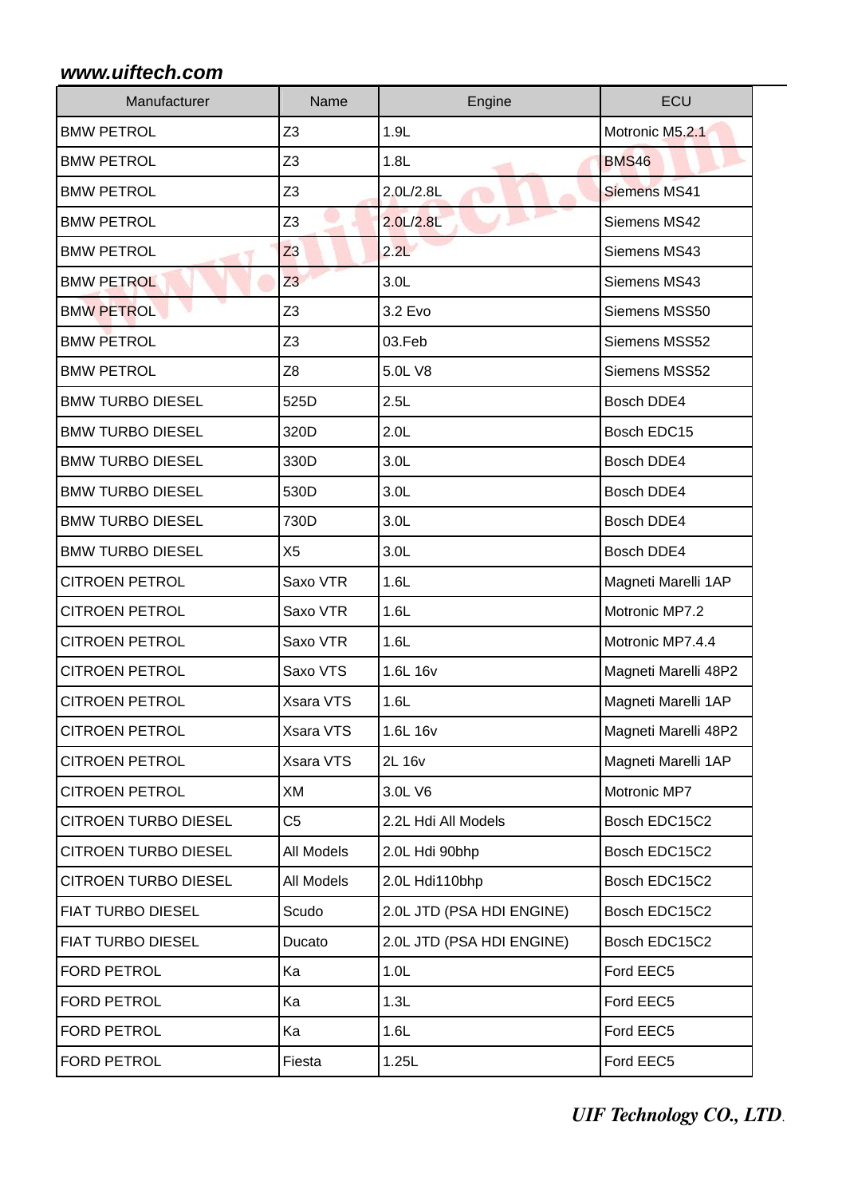| Manufacturer | Name | Engine | ECU |
|---|---|---|---|
| BMW PETROL | Z3 | 1.9L | Motronic M5.2.1 |
| BMW PETROL | Z3 | 1.8L | BMS46 |
| BMW PETROL | Z3 | 2.0L/2.8L | Siemens MS41 |
| BMW PETROL | Z3 | 2.0L/2.8L | Siemens MS42 |
| BMW PETROL | Z3 | 2.2L | Siemens MS43 |
| BMW PETROL | Z3 | 3.0L | Siemens MS43 |
| BMW PETROL | Z3 | 3.2 Evo | Siemens MSS50 |
| BMW PETROL | Z3 | 03.Feb | Siemens MSS52 |
| BMW PETROL | Z8 | 5.0L V8 | Siemens MSS52 |
| BMW TURBO DIESEL | 525D | 2.5L | Bosch DDE4 |
| BMW TURBO DIESEL | 320D | 2.0L | Bosch EDC15 |
| BMW TURBO DIESEL | 330D | 3.0L | Bosch DDE4 |
| BMW TURBO DIESEL | 530D | 3.0L | Bosch DDE4 |
| BMW TURBO DIESEL | 730D | 3.0L | Bosch DDE4 |
| BMW TURBO DIESEL | X5 | 3.0L | Bosch DDE4 |
| CITROEN PETROL | Saxo VTR | 1.6L | Magneti Marelli 1AP |
| CITROEN PETROL | Saxo VTR | 1.6L | Motronic MP7.2 |
| CITROEN PETROL | Saxo VTR | 1.6L | Motronic MP7.4.4 |
| CITROEN PETROL | Saxo VTS | 1.6L 16v | Magneti Marelli 48P2 |
| CITROEN PETROL | Xsara VTS | 1.6L | Magneti Marelli 1AP |
| CITROEN PETROL | Xsara VTS | 1.6L 16v | Magneti Marelli 48P2 |
| CITROEN PETROL | Xsara VTS | 2L 16v | Magneti Marelli 1AP |
| CITROEN PETROL | XM | 3.0L V6 | Motronic MP7 |
| CITROEN TURBO DIESEL | C5 | 2.2L Hdi All Models | Bosch EDC15C2 |
| CITROEN TURBO DIESEL | All Models | 2.0L Hdi 90bhp | Bosch EDC15C2 |
| CITROEN TURBO DIESEL | All Models | 2.0L Hdi110bhp | Bosch EDC15C2 |
| FIAT TURBO DIESEL | Scudo | 2.0L JTD (PSA HDI ENGINE) | Bosch EDC15C2 |
| FIAT TURBO DIESEL | Ducato | 2.0L JTD (PSA HDI ENGINE) | Bosch EDC15C2 |
| FORD PETROL | Ka | 1.0L | Ford EEC5 |
| FORD PETROL | Ka | 1.3L | Ford EEC5 |
| FORD PETROL | Ka | 1.6L | Ford EEC5 |
| FORD PETROL | Fiesta | 1.25L | Ford EEC5 |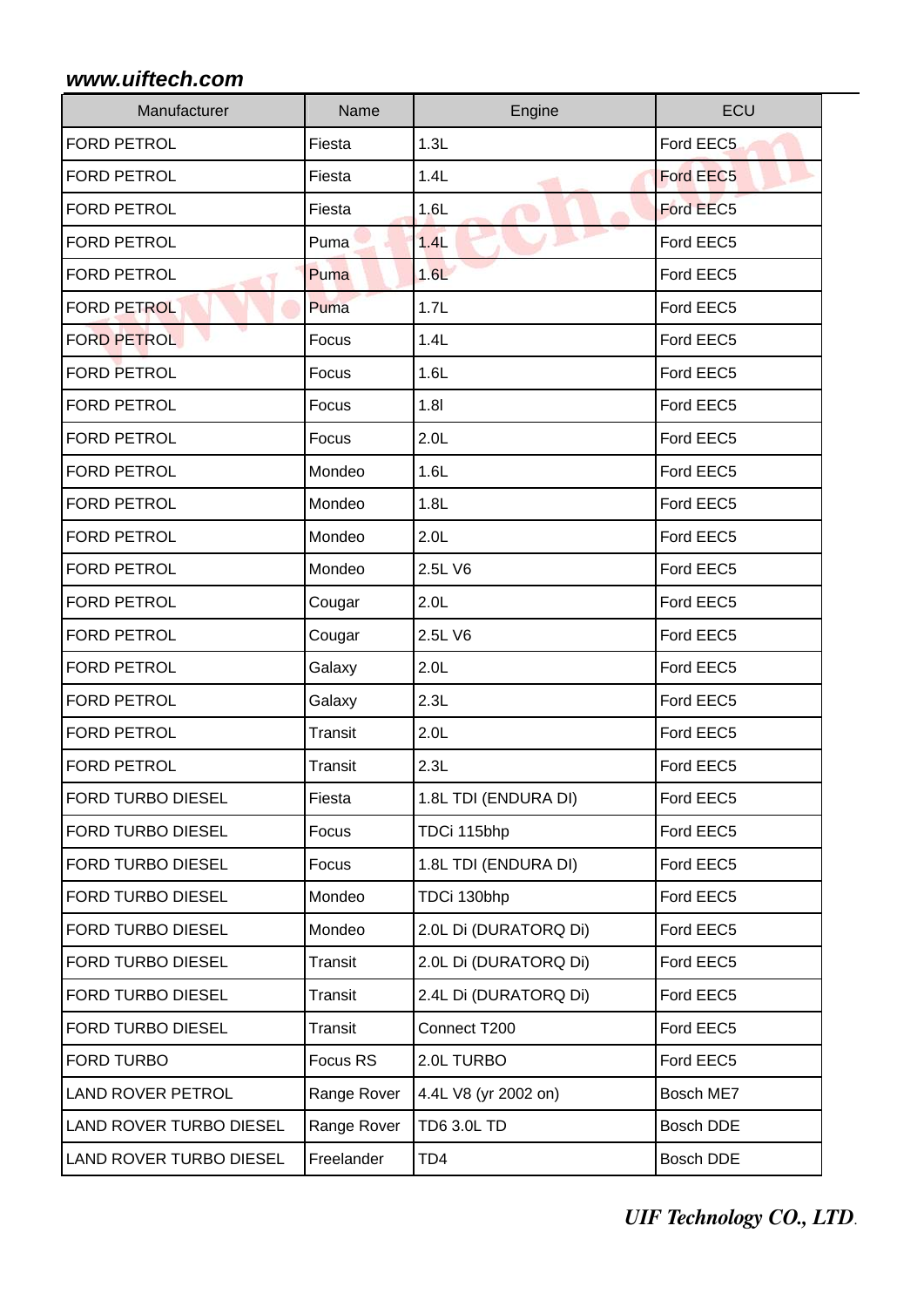| Manufacturer | Name | Engine | ECU |
|---|---|---|---|
| FORD PETROL | Fiesta | 1.3L | Ford EEC5 |
| FORD PETROL | Fiesta | 1.4L | Ford EEC5 |
| FORD PETROL | Fiesta | 1.6L | Ford EEC5 |
| FORD PETROL | Puma | 1.4L | Ford EEC5 |
| FORD PETROL | Puma | 1.6L | Ford EEC5 |
| FORD PETROL | Puma | 1.7L | Ford EEC5 |
| FORD PETROL | Focus | 1.4L | Ford EEC5 |
| FORD PETROL | Focus | 1.6L | Ford EEC5 |
| FORD PETROL | Focus | 1.8l | Ford EEC5 |
| FORD PETROL | Focus | 2.0L | Ford EEC5 |
| FORD PETROL | Mondeo | 1.6L | Ford EEC5 |
| FORD PETROL | Mondeo | 1.8L | Ford EEC5 |
| FORD PETROL | Mondeo | 2.0L | Ford EEC5 |
| FORD PETROL | Mondeo | 2.5L V6 | Ford EEC5 |
| FORD PETROL | Cougar | 2.0L | Ford EEC5 |
| FORD PETROL | Cougar | 2.5L V6 | Ford EEC5 |
| FORD PETROL | Galaxy | 2.0L | Ford EEC5 |
| FORD PETROL | Galaxy | 2.3L | Ford EEC5 |
| FORD PETROL | Transit | 2.0L | Ford EEC5 |
| FORD PETROL | Transit | 2.3L | Ford EEC5 |
| FORD TURBO DIESEL | Fiesta | 1.8L TDI (ENDURA DI) | Ford EEC5 |
| FORD TURBO DIESEL | Focus | TDCi 115bhp | Ford EEC5 |
| FORD TURBO DIESEL | Focus | 1.8L TDI (ENDURA DI) | Ford EEC5 |
| FORD TURBO DIESEL | Mondeo | TDCi 130bhp | Ford EEC5 |
| FORD TURBO DIESEL | Mondeo | 2.0L Di (DURATORQ Di) | Ford EEC5 |
| FORD TURBO DIESEL | Transit | 2.0L Di (DURATORQ Di) | Ford EEC5 |
| FORD TURBO DIESEL | Transit | 2.4L Di (DURATORQ Di) | Ford EEC5 |
| FORD TURBO DIESEL | Transit | Connect T200 | Ford EEC5 |
| FORD TURBO | Focus RS | 2.0L TURBO | Ford EEC5 |
| LAND ROVER PETROL | Range Rover | 4.4L V8 (yr 2002 on) | Bosch ME7 |
| LAND ROVER TURBO DIESEL | Range Rover | TD6 3.0L TD | Bosch DDE |
| LAND ROVER TURBO DIESEL | Freelander | TD4 | Bosch DDE |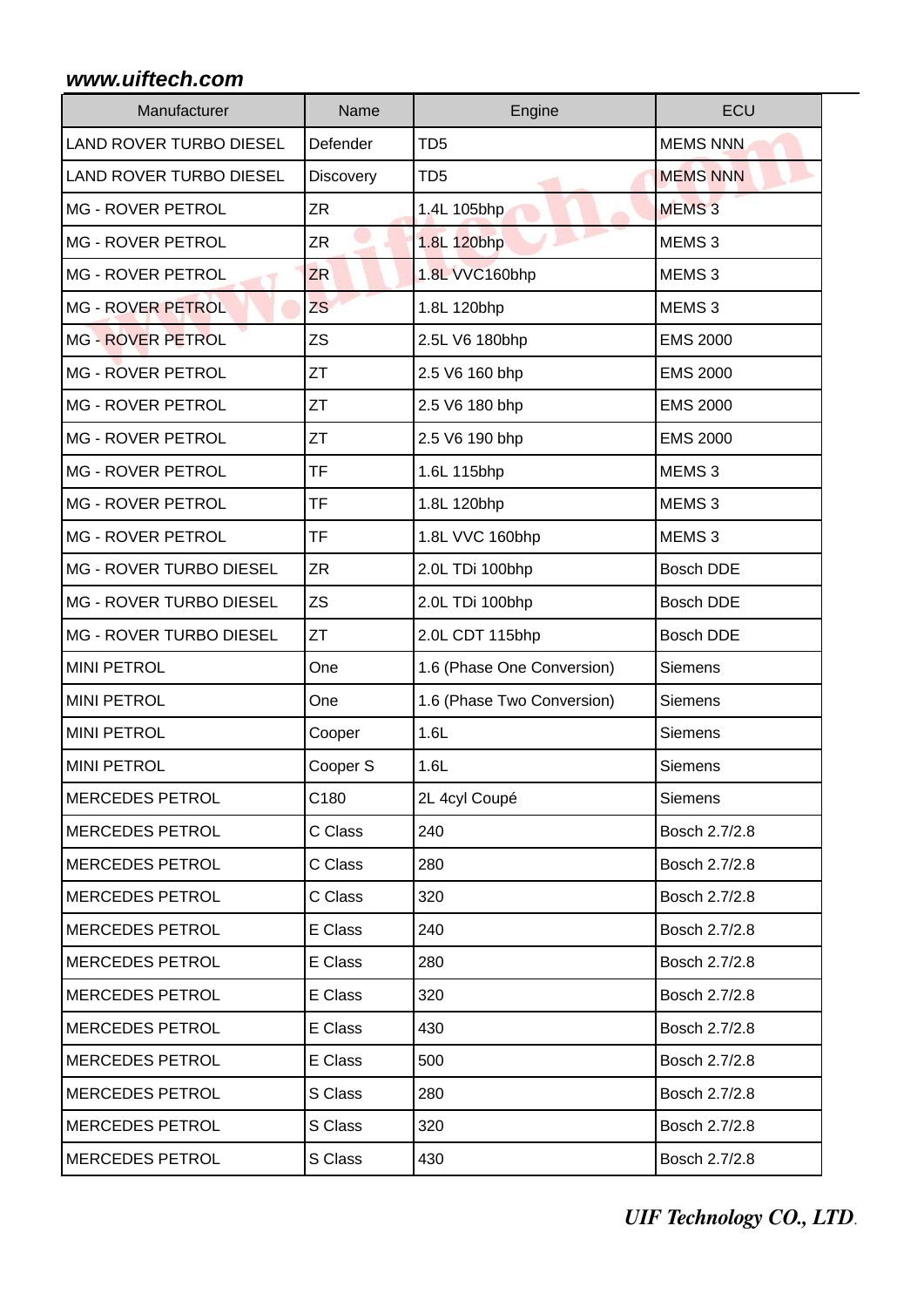| Manufacturer | Name | Engine | ECU |
|---|---|---|---|
| LAND ROVER TURBO DIESEL | Defender | TD5 | MEMS NNN |
| LAND ROVER TURBO DIESEL | Discovery | TD5 | MEMS NNN |
| MG - ROVER PETROL | ZR | 1.4L 105bhp | MEMS 3 |
| MG - ROVER PETROL | ZR | 1.8L 120bhp | MEMS 3 |
| MG - ROVER PETROL | ZR | 1.8L VVC160bhp | MEMS 3 |
| MG - ROVER PETROL | ZS | 1.8L 120bhp | MEMS 3 |
| MG - ROVER PETROL | ZS | 2.5L V6 180bhp | EMS 2000 |
| MG - ROVER PETROL | ZT | 2.5 V6 160 bhp | EMS 2000 |
| MG - ROVER PETROL | ZT | 2.5 V6 180 bhp | EMS 2000 |
| MG - ROVER PETROL | ZT | 2.5 V6 190 bhp | EMS 2000 |
| MG - ROVER PETROL | TF | 1.6L 115bhp | MEMS 3 |
| MG - ROVER PETROL | TF | 1.8L 120bhp | MEMS 3 |
| MG - ROVER PETROL | TF | 1.8L VVC 160bhp | MEMS 3 |
| MG - ROVER TURBO DIESEL | ZR | 2.0L TDi 100bhp | Bosch DDE |
| MG - ROVER TURBO DIESEL | ZS | 2.0L TDi 100bhp | Bosch DDE |
| MG - ROVER TURBO DIESEL | ZT | 2.0L CDT 115bhp | Bosch DDE |
| MINI PETROL | One | 1.6 (Phase One Conversion) | Siemens |
| MINI PETROL | One | 1.6 (Phase Two Conversion) | Siemens |
| MINI PETROL | Cooper | 1.6L | Siemens |
| MINI PETROL | Cooper S | 1.6L | Siemens |
| MERCEDES PETROL | C180 | 2L 4cyl Coupé | Siemens |
| MERCEDES PETROL | C Class | 240 | Bosch 2.7/2.8 |
| MERCEDES PETROL | C Class | 280 | Bosch 2.7/2.8 |
| MERCEDES PETROL | C Class | 320 | Bosch 2.7/2.8 |
| MERCEDES PETROL | E Class | 240 | Bosch 2.7/2.8 |
| MERCEDES PETROL | E Class | 280 | Bosch 2.7/2.8 |
| MERCEDES PETROL | E Class | 320 | Bosch 2.7/2.8 |
| MERCEDES PETROL | E Class | 430 | Bosch 2.7/2.8 |
| MERCEDES PETROL | E Class | 500 | Bosch 2.7/2.8 |
| MERCEDES PETROL | S Class | 280 | Bosch 2.7/2.8 |
| MERCEDES PETROL | S Class | 320 | Bosch 2.7/2.8 |
| MERCEDES PETROL | S Class | 430 | Bosch 2.7/2.8 |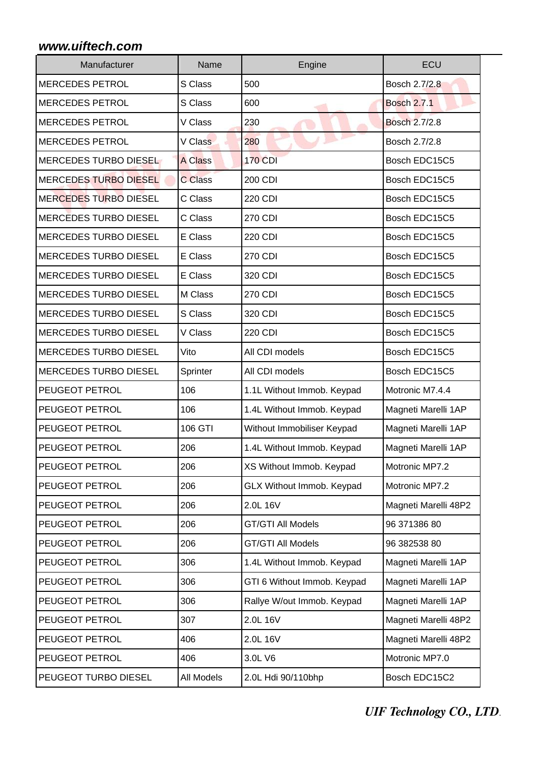| Manufacturer | Name | Engine | ECU |
|---|---|---|---|
| MERCEDES PETROL | S Class | 500 | Bosch 2.7/2.8 |
| MERCEDES PETROL | S Class | 600 | Bosch 2.7.1 |
| MERCEDES PETROL | V Class | 230 | Bosch 2.7/2.8 |
| MERCEDES PETROL | V Class | 280 | Bosch 2.7/2.8 |
| MERCEDES TURBO DIESEL | A Class | 170 CDI | Bosch EDC15C5 |
| MERCEDES TURBO DIESEL | C Class | 200 CDI | Bosch EDC15C5 |
| MERCEDES TURBO DIESEL | C Class | 220 CDI | Bosch EDC15C5 |
| MERCEDES TURBO DIESEL | C Class | 270 CDI | Bosch EDC15C5 |
| MERCEDES TURBO DIESEL | E Class | 220 CDI | Bosch EDC15C5 |
| MERCEDES TURBO DIESEL | E Class | 270 CDI | Bosch EDC15C5 |
| MERCEDES TURBO DIESEL | E Class | 320 CDI | Bosch EDC15C5 |
| MERCEDES TURBO DIESEL | M Class | 270 CDI | Bosch EDC15C5 |
| MERCEDES TURBO DIESEL | S Class | 320 CDI | Bosch EDC15C5 |
| MERCEDES TURBO DIESEL | V Class | 220 CDI | Bosch EDC15C5 |
| MERCEDES TURBO DIESEL | Vito | All CDI models | Bosch EDC15C5 |
| MERCEDES TURBO DIESEL | Sprinter | All CDI models | Bosch EDC15C5 |
| PEUGEOT PETROL | 106 | 1.1L Without Immob. Keypad | Motronic M7.4.4 |
| PEUGEOT PETROL | 106 | 1.4L Without Immob. Keypad | Magneti Marelli 1AP |
| PEUGEOT PETROL | 106 GTI | Without Immobiliser Keypad | Magneti Marelli 1AP |
| PEUGEOT PETROL | 206 | 1.4L Without Immob. Keypad | Magneti Marelli 1AP |
| PEUGEOT PETROL | 206 | XS Without Immob. Keypad | Motronic MP7.2 |
| PEUGEOT PETROL | 206 | GLX Without Immob. Keypad | Motronic MP7.2 |
| PEUGEOT PETROL | 206 | 2.0L 16V | Magneti Marelli 48P2 |
| PEUGEOT PETROL | 206 | GT/GTI All Models | 96 371386 80 |
| PEUGEOT PETROL | 206 | GT/GTI All Models | 96 382538 80 |
| PEUGEOT PETROL | 306 | 1.4L Without Immob. Keypad | Magneti Marelli 1AP |
| PEUGEOT PETROL | 306 | GTI 6 Without Immob. Keypad | Magneti Marelli 1AP |
| PEUGEOT PETROL | 306 | Rallye W/out Immob. Keypad | Magneti Marelli 1AP |
| PEUGEOT PETROL | 307 | 2.0L 16V | Magneti Marelli 48P2 |
| PEUGEOT PETROL | 406 | 2.0L 16V | Magneti Marelli 48P2 |
| PEUGEOT PETROL | 406 | 3.0L V6 | Motronic MP7.0 |
| PEUGEOT TURBO DIESEL | All Models | 2.0L Hdi 90/110bhp | Bosch EDC15C2 |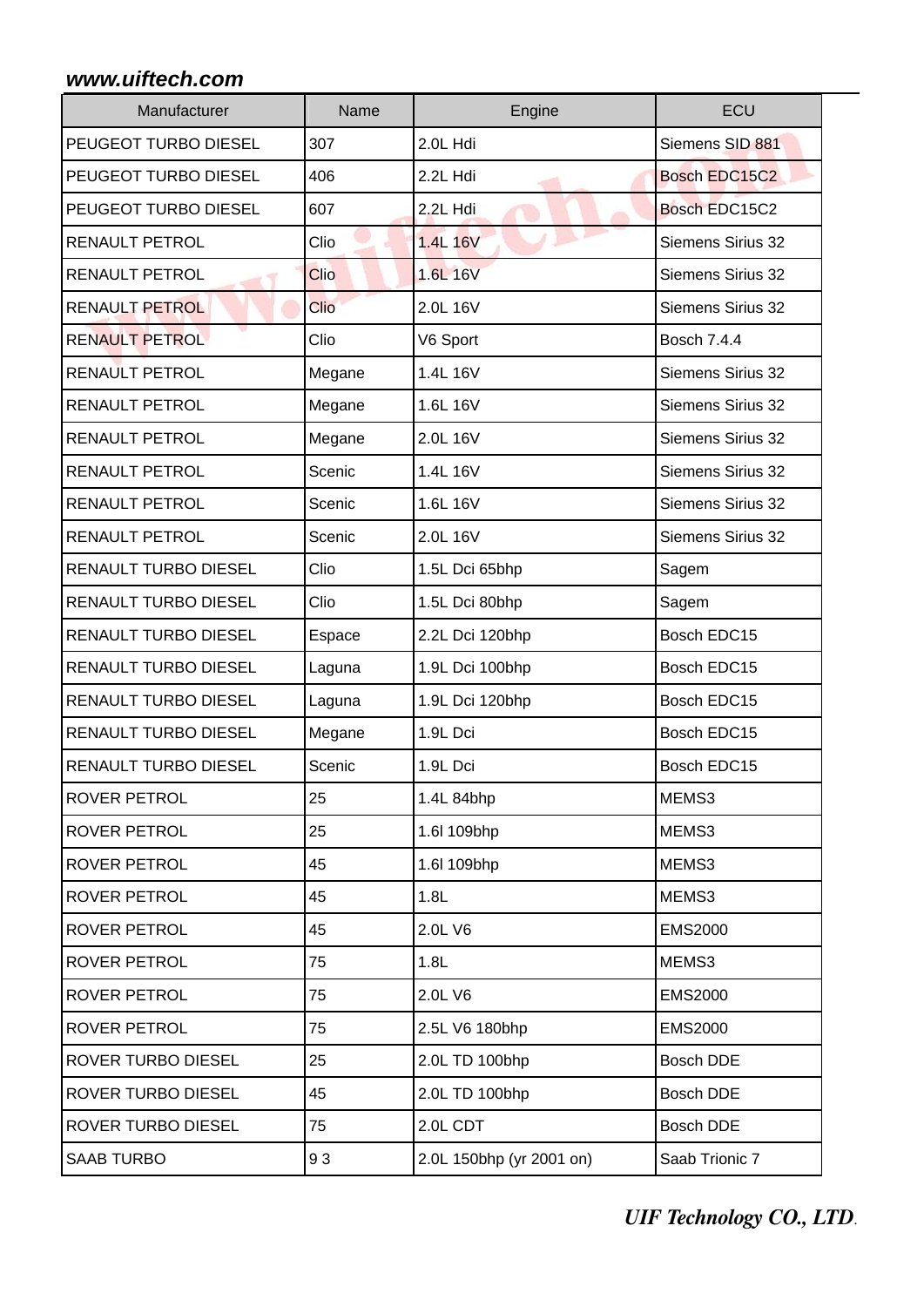| Manufacturer | Name | Engine | ECU |
|---|---|---|---|
| PEUGEOT TURBO DIESEL | 307 | 2.0L Hdi | Siemens SID 881 |
| PEUGEOT TURBO DIESEL | 406 | 2.2L Hdi | Bosch EDC15C2 |
| PEUGEOT TURBO DIESEL | 607 | 2.2L Hdi | Bosch EDC15C2 |
| RENAULT PETROL | Clio | 1.4L 16V | Siemens Sirius 32 |
| RENAULT PETROL | Clio | 1.6L 16V | Siemens Sirius 32 |
| RENAULT PETROL | Clio | 2.0L 16V | Siemens Sirius 32 |
| RENAULT PETROL | Clio | V6 Sport | Bosch 7.4.4 |
| RENAULT PETROL | Megane | 1.4L 16V | Siemens Sirius 32 |
| RENAULT PETROL | Megane | 1.6L 16V | Siemens Sirius 32 |
| RENAULT PETROL | Megane | 2.0L 16V | Siemens Sirius 32 |
| RENAULT PETROL | Scenic | 1.4L 16V | Siemens Sirius 32 |
| RENAULT PETROL | Scenic | 1.6L 16V | Siemens Sirius 32 |
| RENAULT PETROL | Scenic | 2.0L 16V | Siemens Sirius 32 |
| RENAULT TURBO DIESEL | Clio | 1.5L Dci 65bhp | Sagem |
| RENAULT TURBO DIESEL | Clio | 1.5L Dci 80bhp | Sagem |
| RENAULT TURBO DIESEL | Espace | 2.2L Dci 120bhp | Bosch EDC15 |
| RENAULT TURBO DIESEL | Laguna | 1.9L Dci 100bhp | Bosch EDC15 |
| RENAULT TURBO DIESEL | Laguna | 1.9L Dci 120bhp | Bosch EDC15 |
| RENAULT TURBO DIESEL | Megane | 1.9L Dci | Bosch EDC15 |
| RENAULT TURBO DIESEL | Scenic | 1.9L Dci | Bosch EDC15 |
| ROVER PETROL | 25 | 1.4L 84bhp | MEMS3 |
| ROVER PETROL | 25 | 1.6l 109bhp | MEMS3 |
| ROVER PETROL | 45 | 1.6l 109bhp | MEMS3 |
| ROVER PETROL | 45 | 1.8L | MEMS3 |
| ROVER PETROL | 45 | 2.0L V6 | EMS2000 |
| ROVER PETROL | 75 | 1.8L | MEMS3 |
| ROVER PETROL | 75 | 2.0L V6 | EMS2000 |
| ROVER PETROL | 75 | 2.5L V6 180bhp | EMS2000 |
| ROVER TURBO DIESEL | 25 | 2.0L TD 100bhp | Bosch DDE |
| ROVER TURBO DIESEL | 45 | 2.0L TD 100bhp | Bosch DDE |
| ROVER TURBO DIESEL | 75 | 2.0L CDT | Bosch DDE |
| SAAB TURBO | 9 3 | 2.0L 150bhp (yr 2001 on) | Saab Trionic 7 |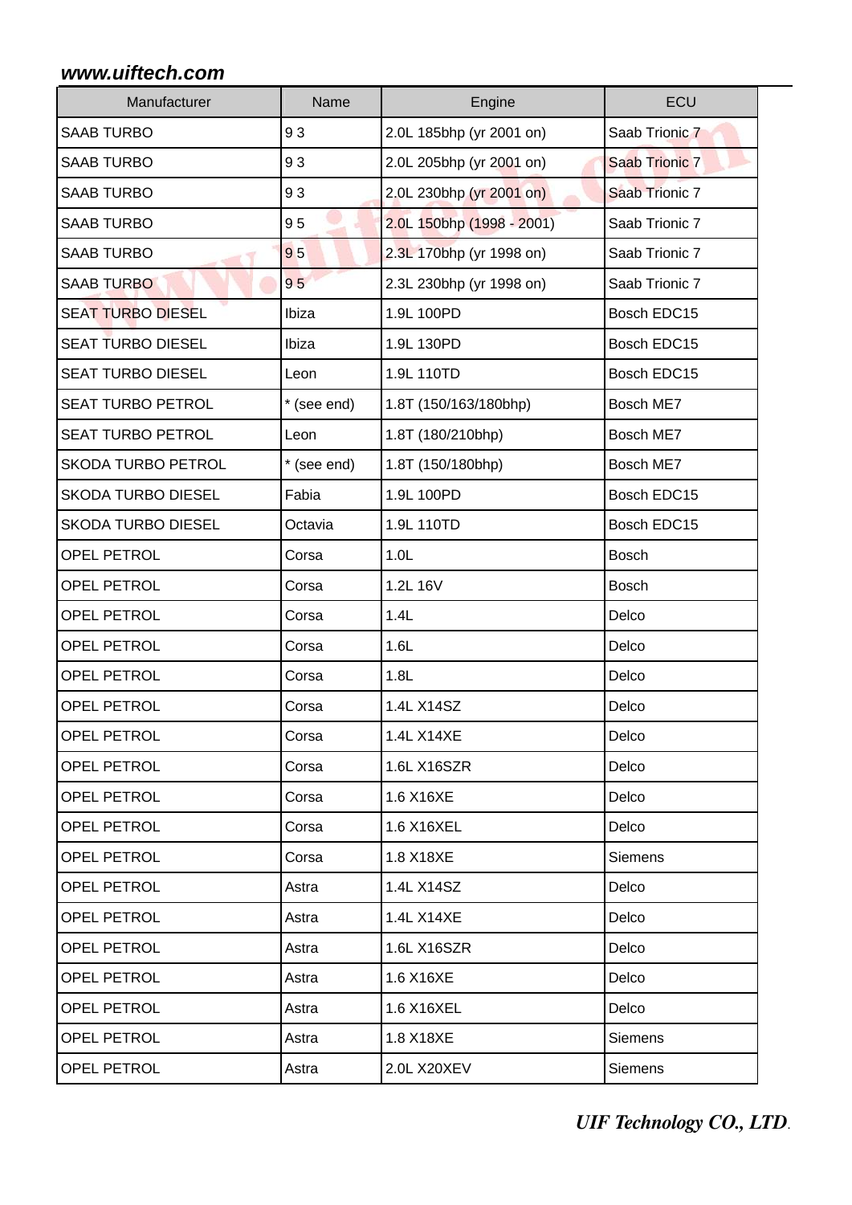| Manufacturer | Name | Engine | ECU |
|---|---|---|---|
| SAAB TURBO | 9 3 | 2.0L 185bhp (yr 2001 on) | Saab Trionic 7 |
| SAAB TURBO | 9 3 | 2.0L 205bhp (yr 2001 on) | Saab Trionic 7 |
| SAAB TURBO | 9 3 | 2.0L 230bhp (yr 2001 on) | Saab Trionic 7 |
| SAAB TURBO | 9 5 | 2.0L 150bhp (1998 - 2001) | Saab Trionic 7 |
| SAAB TURBO | 9 5 | 2.3L 170bhp (yr 1998 on) | Saab Trionic 7 |
| SAAB TURBO | 9 5 | 2.3L 230bhp (yr 1998 on) | Saab Trionic 7 |
| SEAT TURBO DIESEL | Ibiza | 1.9L 100PD | Bosch EDC15 |
| SEAT TURBO DIESEL | Ibiza | 1.9L 130PD | Bosch EDC15 |
| SEAT TURBO DIESEL | Leon | 1.9L 110TD | Bosch EDC15 |
| SEAT TURBO PETROL | * (see end) | 1.8T (150/163/180bhp) | Bosch ME7 |
| SEAT TURBO PETROL | Leon | 1.8T (180/210bhp) | Bosch ME7 |
| SKODA TURBO PETROL | * (see end) | 1.8T (150/180bhp) | Bosch ME7 |
| SKODA TURBO DIESEL | Fabia | 1.9L 100PD | Bosch EDC15 |
| SKODA TURBO DIESEL | Octavia | 1.9L 110TD | Bosch EDC15 |
| OPEL PETROL | Corsa | 1.0L | Bosch |
| OPEL PETROL | Corsa | 1.2L 16V | Bosch |
| OPEL PETROL | Corsa | 1.4L | Delco |
| OPEL PETROL | Corsa | 1.6L | Delco |
| OPEL PETROL | Corsa | 1.8L | Delco |
| OPEL PETROL | Corsa | 1.4L X14SZ | Delco |
| OPEL PETROL | Corsa | 1.4L X14XE | Delco |
| OPEL PETROL | Corsa | 1.6L X16SZR | Delco |
| OPEL PETROL | Corsa | 1.6 X16XE | Delco |
| OPEL PETROL | Corsa | 1.6 X16XEL | Delco |
| OPEL PETROL | Corsa | 1.8 X18XE | Siemens |
| OPEL PETROL | Astra | 1.4L X14SZ | Delco |
| OPEL PETROL | Astra | 1.4L X14XE | Delco |
| OPEL PETROL | Astra | 1.6L X16SZR | Delco |
| OPEL PETROL | Astra | 1.6 X16XE | Delco |
| OPEL PETROL | Astra | 1.6 X16XEL | Delco |
| OPEL PETROL | Astra | 1.8 X18XE | Siemens |
| OPEL PETROL | Astra | 2.0L X20XEV | Siemens |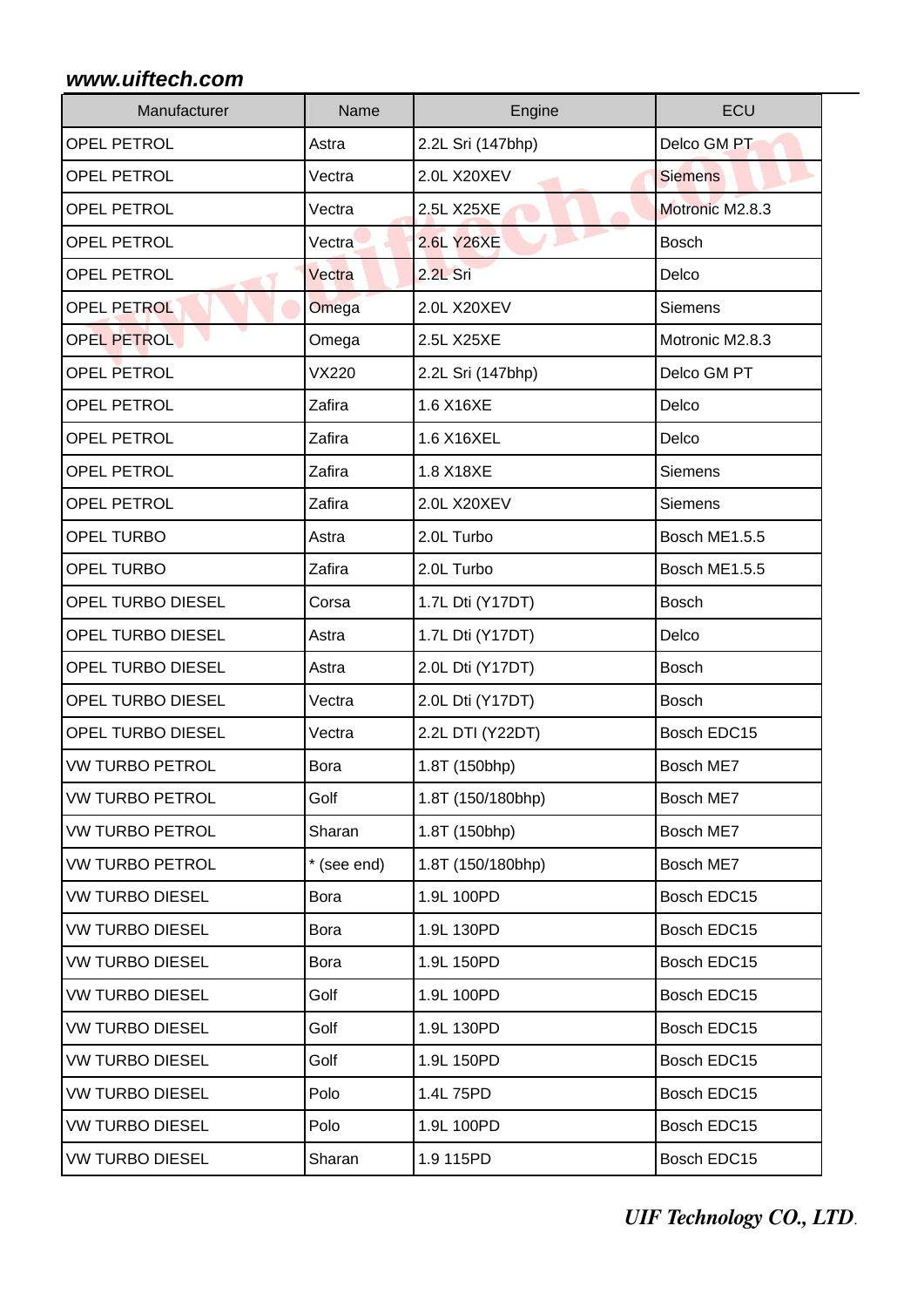| Manufacturer | Name | Engine | ECU |
| --- | --- | --- | --- |
| OPEL PETROL | Astra | 2.2L Sri (147bhp) | Delco GM PT |
| OPEL PETROL | Vectra | 2.0L X20XEV | Siemens |
| OPEL PETROL | Vectra | 2.5L X25XE | Motronic M2.8.3 |
| OPEL PETROL | Vectra | 2.6L Y26XE | Bosch |
| OPEL PETROL | Vectra | 2.2L Sri | Delco |
| OPEL PETROL | Omega | 2.0L X20XEV | Siemens |
| OPEL PETROL | Omega | 2.5L X25XE | Motronic M2.8.3 |
| OPEL PETROL | VX220 | 2.2L Sri (147bhp) | Delco GM PT |
| OPEL PETROL | Zafira | 1.6 X16XE | Delco |
| OPEL PETROL | Zafira | 1.6 X16XEL | Delco |
| OPEL PETROL | Zafira | 1.8 X18XE | Siemens |
| OPEL PETROL | Zafira | 2.0L X20XEV | Siemens |
| OPEL TURBO | Astra | 2.0L Turbo | Bosch ME1.5.5 |
| OPEL TURBO | Zafira | 2.0L Turbo | Bosch ME1.5.5 |
| OPEL TURBO DIESEL | Corsa | 1.7L Dti (Y17DT) | Bosch |
| OPEL TURBO DIESEL | Astra | 1.7L Dti (Y17DT) | Delco |
| OPEL TURBO DIESEL | Astra | 2.0L Dti (Y17DT) | Bosch |
| OPEL TURBO DIESEL | Vectra | 2.0L Dti (Y17DT) | Bosch |
| OPEL TURBO DIESEL | Vectra | 2.2L DTI (Y22DT) | Bosch EDC15 |
| VW TURBO PETROL | Bora | 1.8T (150bhp) | Bosch ME7 |
| VW TURBO PETROL | Golf | 1.8T (150/180bhp) | Bosch ME7 |
| VW TURBO PETROL | Sharan | 1.8T (150bhp) | Bosch ME7 |
| VW TURBO PETROL | * (see end) | 1.8T (150/180bhp) | Bosch ME7 |
| VW TURBO DIESEL | Bora | 1.9L 100PD | Bosch EDC15 |
| VW TURBO DIESEL | Bora | 1.9L 130PD | Bosch EDC15 |
| VW TURBO DIESEL | Bora | 1.9L 150PD | Bosch EDC15 |
| VW TURBO DIESEL | Golf | 1.9L 100PD | Bosch EDC15 |
| VW TURBO DIESEL | Golf | 1.9L 130PD | Bosch EDC15 |
| VW TURBO DIESEL | Golf | 1.9L 150PD | Bosch EDC15 |
| VW TURBO DIESEL | Polo | 1.4L 75PD | Bosch EDC15 |
| VW TURBO DIESEL | Polo | 1.9L 100PD | Bosch EDC15 |
| VW TURBO DIESEL | Sharan | 1.9 115PD | Bosch EDC15 |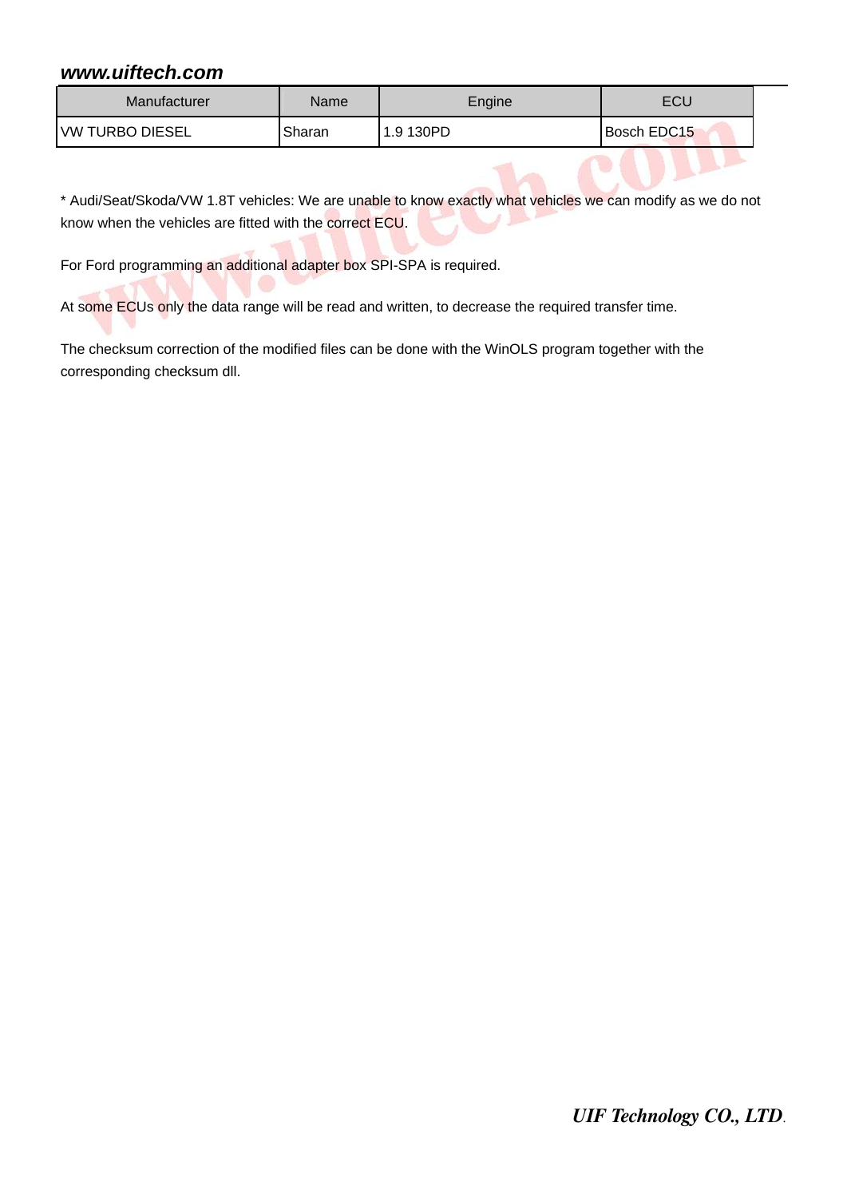| Manufacturer | Name | Engine | ECU |
|---|---|---|---|
| VW TURBO DIESEL | Sharan | 1.9 130PD | Bosch EDC15 |

* Audi/Seat/Skoda/VW 1.8T vehicles: We are unable to know exactly what vehicles we can modify as we do not know when the vehicles are fitted with the correct ECU.

For Ford programming an additional adapter box SPI-SPA is required.

At some ECUs only the data range will be read and written, to decrease the required transfer time.

The checksum correction of the modified files can be done with the WinOLS program together with the corresponding checksum dll.